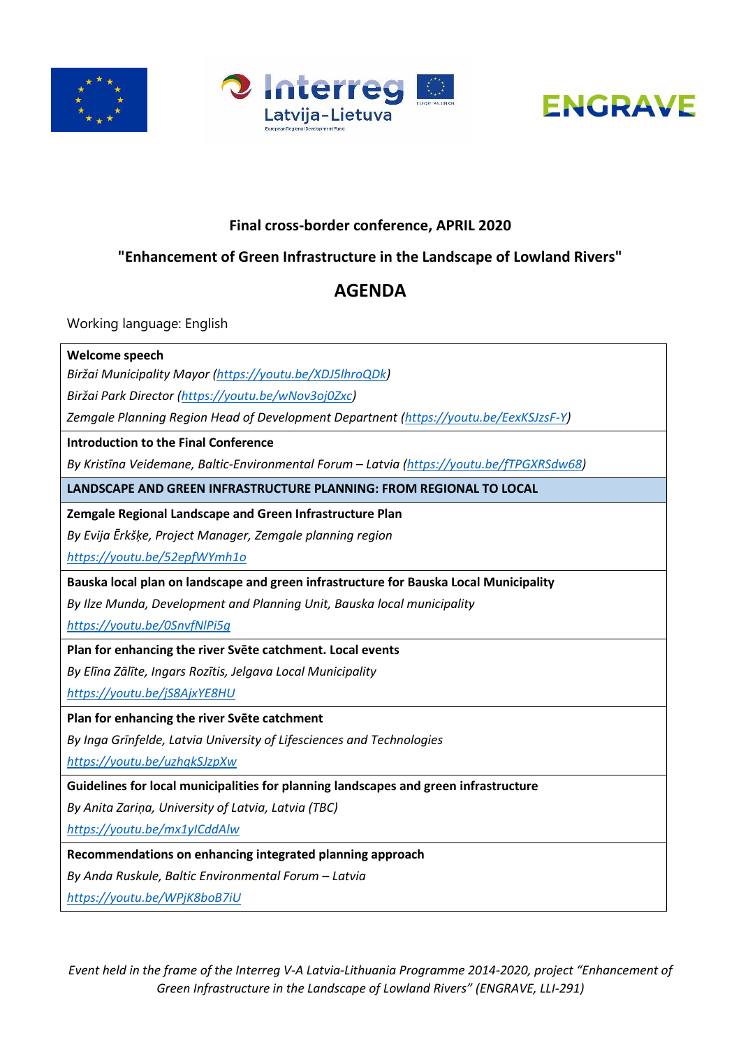**Final cross-border conference, APRIL 2020**

**"Enhancement of Green Infrastructure in the Landscape of Lowland Rivers"**

# AGENDA

Working language: English

**Welcome speech**

*Biržai Municipality Mayor (https://youtu.be/XDJ5lhroQDk)*

*Biržai Park Director (https://youtu.be/wNov3oj0Zxc)*

*Zemgale Planning Region Head of Development Department (https://youtu.be/EexKSJzsF-Y)*

**Introduction to the Final Conference**

*By Kristīna Veidemane, Baltic-Environmental Forum – Latvia (https://youtu.be/fTPGXRSdw68)*

## LANDSCAPE AND GREEN INFRASTRUCTURE PLANNING: FROM REGIONAL TO LOCAL

**Zemgale Regional Landscape and Green Infrastructure Plan**

*By Evija Ērkšķe, Project Manager, Zemgale planning region*

https://youtu.be/52epfWYmh1o

**Bauska local plan on landscape and green infrastructure for Bauska Local Municipality**

*By Ilze Munda, Development and Planning Unit, Bauska local municipality*

https://youtu.be/0SnvfNlPi5g

**Plan for enhancing the river Svēte catchment. Local events**

*By Elīna Zālīte, Ingars Rozītis, Jelgava Local Municipality*

https://youtu.be/jS8AjxYE8HU

**Plan for enhancing the river Svēte catchment**

*By Inga Grīnfelde, Latvia University of Lifesciences and Technologies*

https://youtu.be/uzhqkSJzpXw

**Guidelines for local municipalities for planning landscapes and green infrastructure**

*By Anita Zariņa, University of Latvia, Latvia (TBC)*

https://youtu.be/mx1ylCddAlw

**Recommendations on enhancing integrated planning approach**

*By Anda Ruskule, Baltic Environmental Forum – Latvia*

https://youtu.be/WPjK8boB7iU

*Event held in the frame of the Interreg V-A Latvia-Lithuania Programme 2014-2020, project "Enhancement of Green Infrastructure in the Landscape of Lowland Rivers" (ENGRAVE, LLI-291)*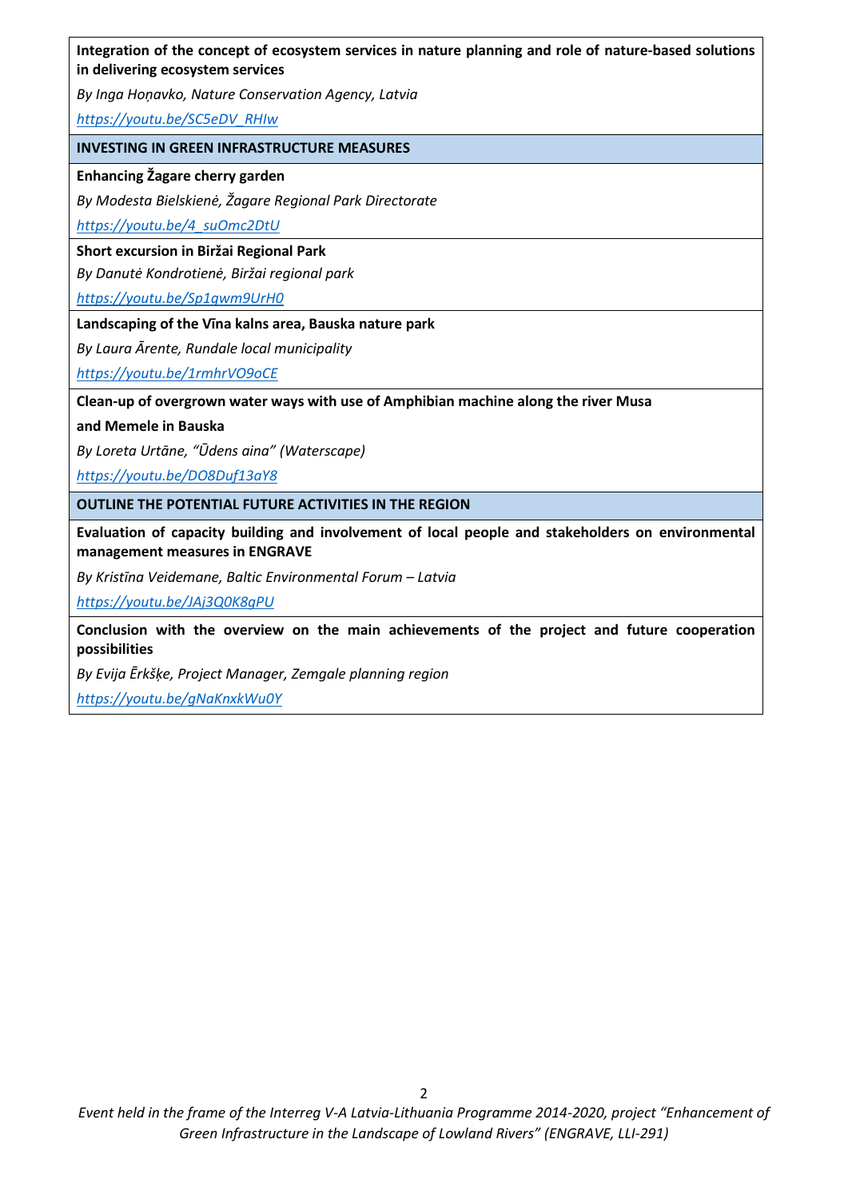**Integration of the concept of ecosystem services in nature planning and role of nature-based solutions in delivering ecosystem services**

*By Inga Hoņavko, Nature Conservation Agency, Latvia*

https://youtu.be/SC5eDV_RHIw

**INVESTING IN GREEN INFRASTRUCTURE MEASURES**

**Enhancing Žagare cherry garden**

*By Modesta Bielskienė, Žagare Regional Park Directorate*

https://youtu.be/4_suOmc2DtU

**Short excursion in Biržai Regional Park**

*By Danutė Kondrotienė, Biržai regional park*

https://youtu.be/Sp1qwm9UrH0

**Landscaping of the Vīna kalns area, Bauska nature park**

*By Laura Ārente, Rundale local municipality*

https://youtu.be/1rmhrVO9oCE

**Clean-up of overgrown water ways with use of Amphibian machine along the river Musa and Memele in Bauska**

*By Loreta Urtāne, "Ūdens aina" (Waterscape)*

https://youtu.be/DO8Duf13aY8

**OUTLINE THE POTENTIAL FUTURE ACTIVITIES IN THE REGION**

**Evaluation of capacity building and involvement of local people and stakeholders on environmental management measures in ENGRAVE**

*By Kristīna Veidemane, Baltic Environmental Forum – Latvia*

https://youtu.be/JAj3Q0K8gPU

**Conclusion with the overview on the main achievements of the project and future cooperation possibilities**

*By Evija Ērkšķe, Project Manager, Zemgale planning region*

https://youtu.be/gNaKnxkWu0Y

*Event held in the frame of the Interreg V-A Latvia-Lithuania Programme 2014-2020, project "Enhancement of Green Infrastructure in the Landscape of Lowland Rivers" (ENGRAVE, LLI-291)*